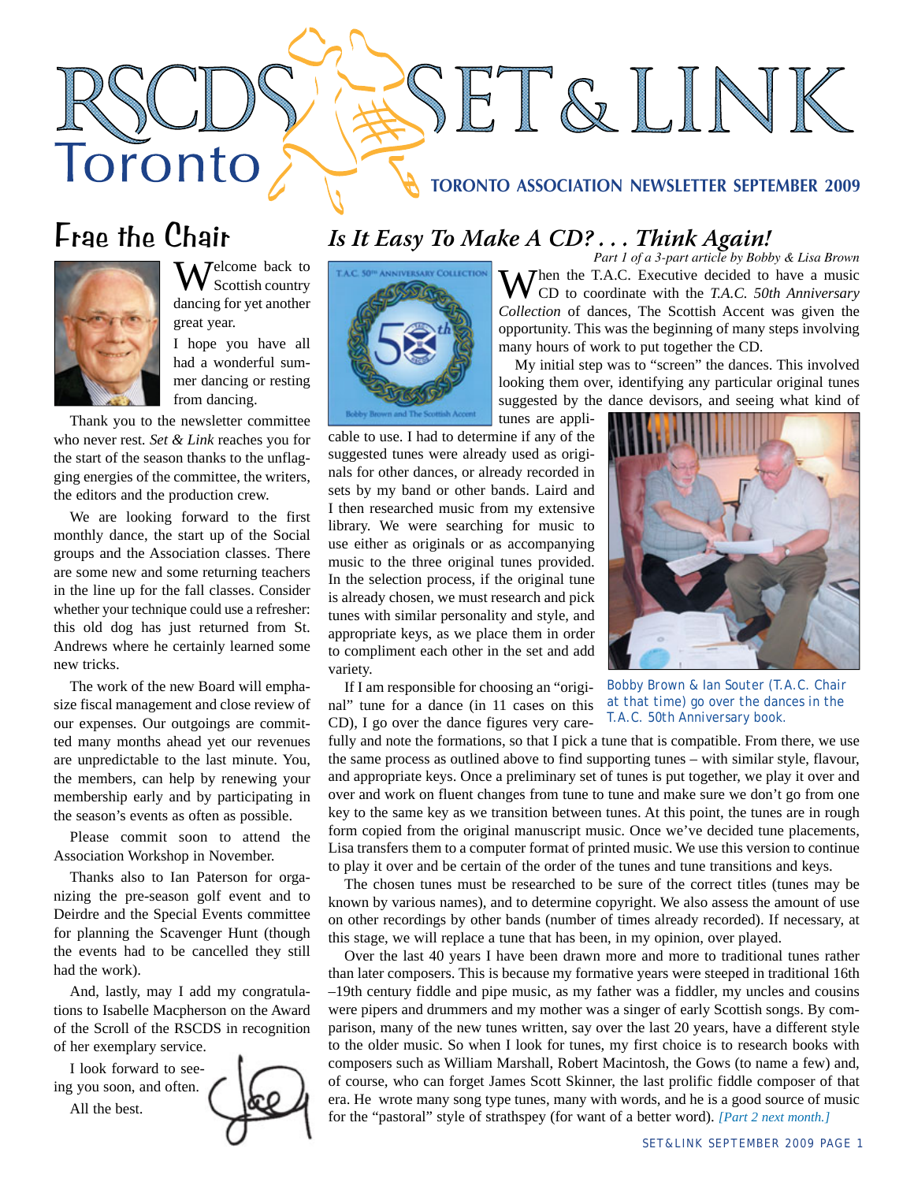# RSCDS Toronto SET & LINK

TORONTO ASSOCIATION NEWSLETTER SEPTEMBER 2009

## Frae the Chair

Welcome back to Scottish country dancing for yet another great year.

I hope you have all had a wonderful summer dancing or resting from dancing.

Thank you to the newsletter committee who never rest. *Set & Link* reaches you for the start of the season thanks to the unflagging energies of the committee, the writers, the editors and the production crew.

We are looking forward to the first monthly dance, the start up of the Social groups and the Association classes. There are some new and some returning teachers in the line up for the fall classes. Consider whether your technique could use a refresher: this old dog has just returned from St. Andrews where he certainly learned some new tricks.

The work of the new Board will emphasize fiscal management and close review of our expenses. Our outgoings are committed many months ahead yet our revenues are unpredictable to the last minute. You, the members, can help by renewing your membership early and by participating in the season's events as often as possible.

Please commit soon to attend the Association Workshop in November.

Thanks also to Ian Paterson for organizing the pre-season golf event and to Deirdre and the Special Events committee for planning the Scavenger Hunt (though the events had to be cancelled they still had the work).

And, lastly, may I add my congratulations to Isabelle Macpherson on the Award of the Scroll of the RSCDS in recognition of her exemplary service.

I look forward to seeing you soon, and often.

All the best.

## *Is It Easy To Make A CD? . . . Think Again!*

*Part 1 of a 3-part article by Bobby & Lisa Brown*

When the T.A.C. Executive decided to have a music CD to coordinate with the *T.A.C. 50th Anniversary Collection* of dances, The Scottish Accent was given the opportunity. This was the beginning of many steps involving many hours of work to put together the CD.

My initial step was to "screen" the dances. This involved looking them over, identifying any particular original tunes suggested by the dance devisors, and seeing what kind of tunes are applicable to use. I had to determine if any of the suggested tunes were already used as originals for other dances, or already recorded in sets by my band or other bands. Laird and I then researched music from my extensive library. We were searching for music to use either as originals or as accompanying music to the three original tunes provided. In the selection process, if the original tune is already chosen, we must research and pick tunes with similar personality and style, and appropriate keys, as we place them in order to compliment each other in the set and add variety.

Bobby Brown & Ian Souter (T.A.C. Chair at that time) go over the dances in the T.A.C. 50th Anniversary book.

If I am responsible for choosing an "original" tune for a dance (in 11 cases on this CD), I go over the dance figures very carefully and note the formations, so that I pick a tune that is compatible. From there, we use the same process as outlined above to find supporting tunes – with similar style, flavour, and appropriate keys. Once a preliminary set of tunes is put together, we play it over and over and work on fluent changes from tune to tune and make sure we don't go from one key to the same key as we transition between tunes. At this point, the tunes are in rough form copied from the original manuscript music. Once we've decided tune placements, Lisa transfers them to a computer format of printed music. We use this version to continue to play it over and be certain of the order of the tunes and tune transitions and keys.

The chosen tunes must be researched to be sure of the correct titles (tunes may be known by various names), and to determine copyright. We also assess the amount of use on other recordings by other bands (number of times already recorded). If necessary, at this stage, we will replace a tune that has been, in my opinion, over played.

Over the last 40 years I have been drawn more and more to traditional tunes rather than later composers. This is because my formative years were steeped in traditional 16th –19th century fiddle and pipe music, as my father was a fiddler, my uncles and cousins were pipers and drummers and my mother was a singer of early Scottish songs. By comparison, many of the new tunes written, say over the last 20 years, have a different style to the older music. So when I look for tunes, my first choice is to research books with composers such as William Marshall, Robert Macintosh, the Gows (to name a few) and, of course, who can forget James Scott Skinner, the last prolific fiddle composer of that era. He wrote many song type tunes, many with words, and he is a good source of music for the "pastoral" style of strathspey (for want of a better word). *[Part 2 next month.]*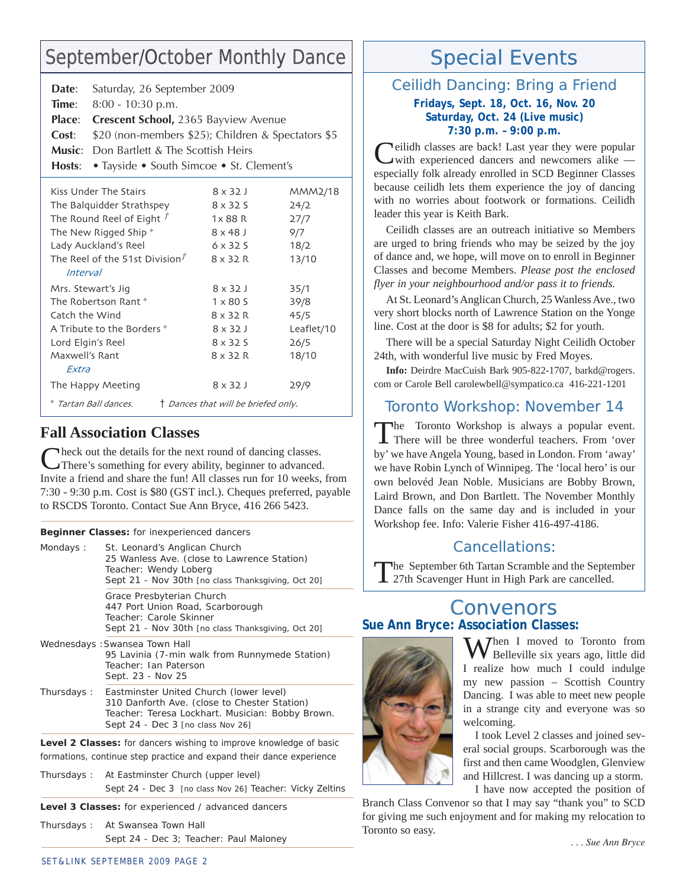## September/October Monthly Dance

**Date**: Saturday, 26 September 2009
**Time**: 8:00 - 10:30 p.m.
**Place**: **Crescent School,** 2365 Bayview Avenue
**Cost**: $20 (non-members $25); Children & Spectators $5
**Music**: Don Bartlett & The Scottish Heirs
**Hosts**: • Tayside • South Simcoe • St. Clement's

| Dance | Format | Source |
|---|---|---|
| Kiss Under The Stairs | 8 x 32 J | MMM2/18 |
| The Balquidder Strathspey | 8 x 32 S | 24/2 |
| The Round Reel of Eight † | 1x 88 R | 27/7 |
| The New Rigged Ship * | 8 x 48 J | 9/7 |
| Lady Auckland's Reel | 6 x 32 S | 18/2 |
| The Reel of the 51st Division† | 8 x 32 R | 13/10 |
| *Interval* | | |
| Mrs. Stewart's Jig | 8 x 32 J | 35/1 |
| The Robertson Rant * | 1 x 80 S | 39/8 |
| Catch the Wind | 8 x 32 R | 45/5 |
| A Tribute to the Borders * | 8 x 32 J | Leaflet/10 |
| Lord Elgin's Reel | 8 x 32 S | 26/5 |
| Maxwell's Rant | 8 x 32 R | 18/10 |
| *Extra* | | |
| The Happy Meeting | 8 x 32 J | 29/9 |

\* *Tartan Ball dances.* † *Dances that will be briefed only.*

## Fall Association Classes

Check out the details for the next round of dancing classes. There's something for every ability, beginner to advanced. Invite a friend and share the fun! All classes run for 10 weeks, from 7:30 - 9:30 p.m. Cost is $80 (GST incl.). Cheques preferred, payable to RSCDS Toronto. Contact Sue Ann Bryce, 416 266 5423.

**Beginner Classes:** for inexperienced dancers

Mondays :
St. Leonard's Anglican Church
25 Wanless Ave. (close to Lawrence Station)
Teacher: Wendy Loberg
Sept 21 - Nov 30th [no class Thanksgiving, Oct 20]

Grace Presbyterian Church
447 Port Union Road, Scarborough
Teacher: Carole Skinner
Sept 21 - Nov 30th [no class Thanksgiving, Oct 20]

Wednesdays : Swansea Town Hall
95 Lavinia (7-min walk from Runnymede Station)
Teacher: Ian Paterson
Sept. 23 - Nov 25

Thursdays :
Eastminster United Church (lower level)
310 Danforth Ave. (close to Chester Station)
Teacher: Teresa Lockhart. Musician: Bobby Brown.
Sept 24 - Dec 3 [no class Nov 26]

**Level 2 Classes:** for dancers wishing to improve knowledge of basic formations, continue step practice and expand their dance experience

Thursdays : At Eastminster Church (upper level)
Sept 24 - Dec 3 [no class Nov 26] Teacher: Vicky Zeltins

**Level 3 Classes:** for experienced / advanced dancers

Thursdays : At Swansea Town Hall
Sept 24 - Dec 3; Teacher: Paul Maloney

## Special Events

### Ceilidh Dancing: Bring a Friend

**Fridays, Sept. 18, Oct. 16, Nov. 20**
**Saturday, Oct. 24 (Live music)**
**7:30 p.m. – 9:00 p.m.**

Ceilidh classes are back! Last year they were popular with experienced dancers and newcomers alike — especially folk already enrolled in SCD Beginner Classes because ceilidh lets them experience the joy of dancing with no worries about footwork or formations. Ceilidh leader this year is Keith Bark.

Ceilidh classes are an outreach initiative so Members are urged to bring friends who may be seized by the joy of dance and, we hope, will move on to enroll in Beginner Classes and become Members. *Please post the enclosed flyer in your neighbourhood and/or pass it to friends.*

At St. Leonard's Anglican Church, 25 Wanless Ave., two very short blocks north of Lawrence Station on the Yonge line. Cost at the door is $8 for adults; $2 for youth.

There will be a special Saturday Night Ceilidh October 24th, with wonderful live music by Fred Moyes.

**Info:** Deirdre MacCuish Bark 905-822-1707, barkd@rogers.com or Carole Bell carolewbell@sympatico.ca 416-221-1201

### Toronto Workshop: November 14

The Toronto Workshop is always a popular event. There will be three wonderful teachers. From 'over by' we have Angela Young, based in London. From 'away' we have Robin Lynch of Winnipeg. The 'local hero' is our own belovéd Jean Noble. Musicians are Bobby Brown, Laird Brown, and Don Bartlett. The November Monthly Dance falls on the same day and is included in your Workshop fee. Info: Valerie Fisher 416-497-4186.

### Cancellations:

The September 6th Tartan Scramble and the September 27th Scavenger Hunt in High Park are cancelled.

## Convenors

### Sue Ann Bryce: Association Classes:

When I moved to Toronto from Belleville six years ago, little did I realize how much I could indulge my new passion – Scottish Country Dancing. I was able to meet new people in a strange city and everyone was so welcoming.

I took Level 2 classes and joined several social groups. Scarborough was the first and then came Woodglen, Glenview and Hillcrest. I was dancing up a storm.

I have now accepted the position of Branch Class Convenor so that I may say "thank you" to SCD for giving me such enjoyment and for making my relocation to Toronto so easy.

*. . . Sue Ann Bryce*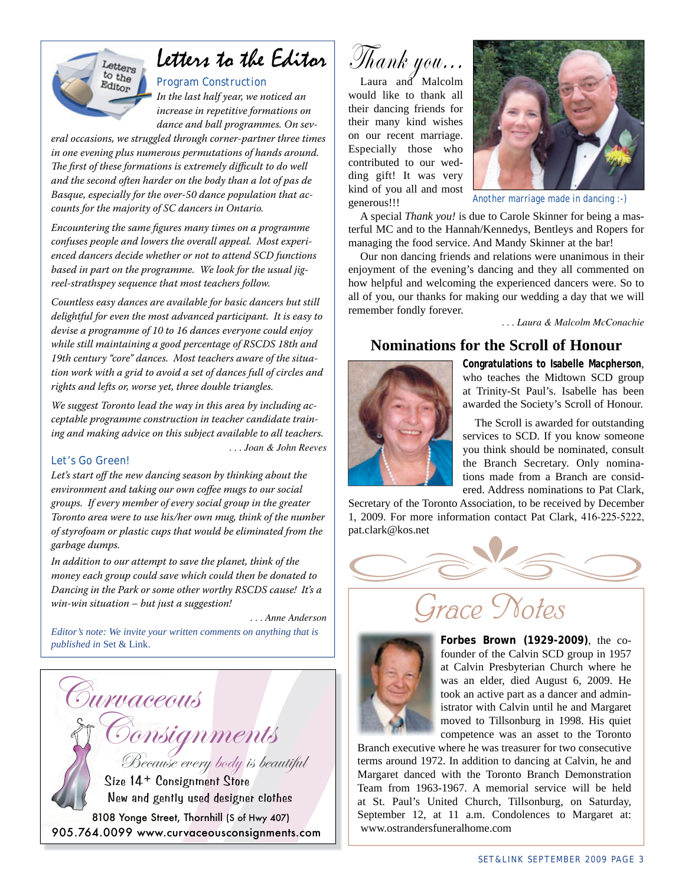# Letters to the Editor

### Program Construction

*In the last half year, we noticed an increase in repetitive formations on dance and ball programmes. On several occasions, we struggled through corner-partner three times in one evening plus numerous permutations of hands around. The first of these formations is extremely difficult to do well and the second often harder on the body than a lot of pas de Basque, especially for the over-50 dance population that accounts for the majority of SC dancers in Ontario.*

*Encountering the same figures many times on a programme confuses people and lowers the overall appeal. Most experienced dancers decide whether or not to attend SCD functions based in part on the programme. We look for the usual jig-reel-strathspey sequence that most teachers follow.*

*Countless easy dances are available for basic dancers but still delightful for even the most advanced participant. It is easy to devise a programme of 10 to 16 dances everyone could enjoy while still maintaining a good percentage of RSCDS 18th and 19th century "core" dances. Most teachers aware of the situation work with a grid to avoid a set of dances full of circles and rights and lefts or, worse yet, three double triangles.*

*We suggest Toronto lead the way in this area by including acceptable programme construction in teacher candidate training and making advice on this subject available to all teachers.*

*. . . Joan & John Reeves*

### Let's Go Green!

*Let's start off the new dancing season by thinking about the environment and taking our own coffee mugs to our social groups. If every member of every social group in the greater Toronto area were to use his/her own mug, think of the number of styrofoam or plastic cups that would be eliminated from the garbage dumps.*

*In addition to our attempt to save the planet, think of the money each group could save which could then be donated to Dancing in the Park or some other worthy RSCDS cause! It's a win-win situation – but just a suggestion!*

*. . . Anne Anderson*

*Editor's note: We invite your written comments on anything that is published in* Set & Link.

---

**Curvaceous Consignments**

*Because every body is beautiful*

Size 14+ Consignment Store

New and gently used designer clothes

8108 Yonge Street, Thornhill (S of Hwy 407)

905.764.0099 www.curvaceousconsignments.com

---

# Thank you...

Laura and Malcolm would like to thank all their dancing friends for their many kind wishes on our recent marriage. Especially those who contributed to our wedding gift! It was very kind of you all and most generous!!!

Another marriage made in dancing :-)

A special *Thank you!* is due to Carole Skinner for being a masterful MC and to the Hannah/Kennedys, Bentleys and Ropers for managing the food service. And Mandy Skinner at the bar!

Our non dancing friends and relations were unanimous in their enjoyment of the evening's dancing and they all commented on how helpful and welcoming the experienced dancers were. So to all of you, our thanks for making our wedding a day that we will remember fondly forever.

*. . . Laura & Malcolm McConachie*

## Nominations for the Scroll of Honour

**Congratulations to Isabelle Macpherson**, who teaches the Midtown SCD group at Trinity-St Paul's. Isabelle has been awarded the Society's Scroll of Honour.

The Scroll is awarded for outstanding services to SCD. If you know someone you think should be nominated, consult the Branch Secretary. Only nominations made from a Branch are considered. Address nominations to Pat Clark, Secretary of the Toronto Association, to be received by December 1, 2009. For more information contact Pat Clark, 416-225-5222, pat.clark@kos.net

# Grace Notes

**Forbes Brown (1929-2009)**, the co-founder of the Calvin SCD group in 1957 at Calvin Presbyterian Church where he was an elder, died August 6, 2009. He took an active part as a dancer and administrator with Calvin until he and Margaret moved to Tillsonburg in 1998. His quiet competence was an asset to the Toronto Branch executive where he was treasurer for two consecutive terms around 1972. In addition to dancing at Calvin, he and Margaret danced with the Toronto Branch Demonstration Team from 1963-1967. A memorial service will be held at St. Paul's United Church, Tillsonburg, on Saturday, September 12, at 11 a.m. Condolences to Margaret at: www.ostrandersfuneralhome.com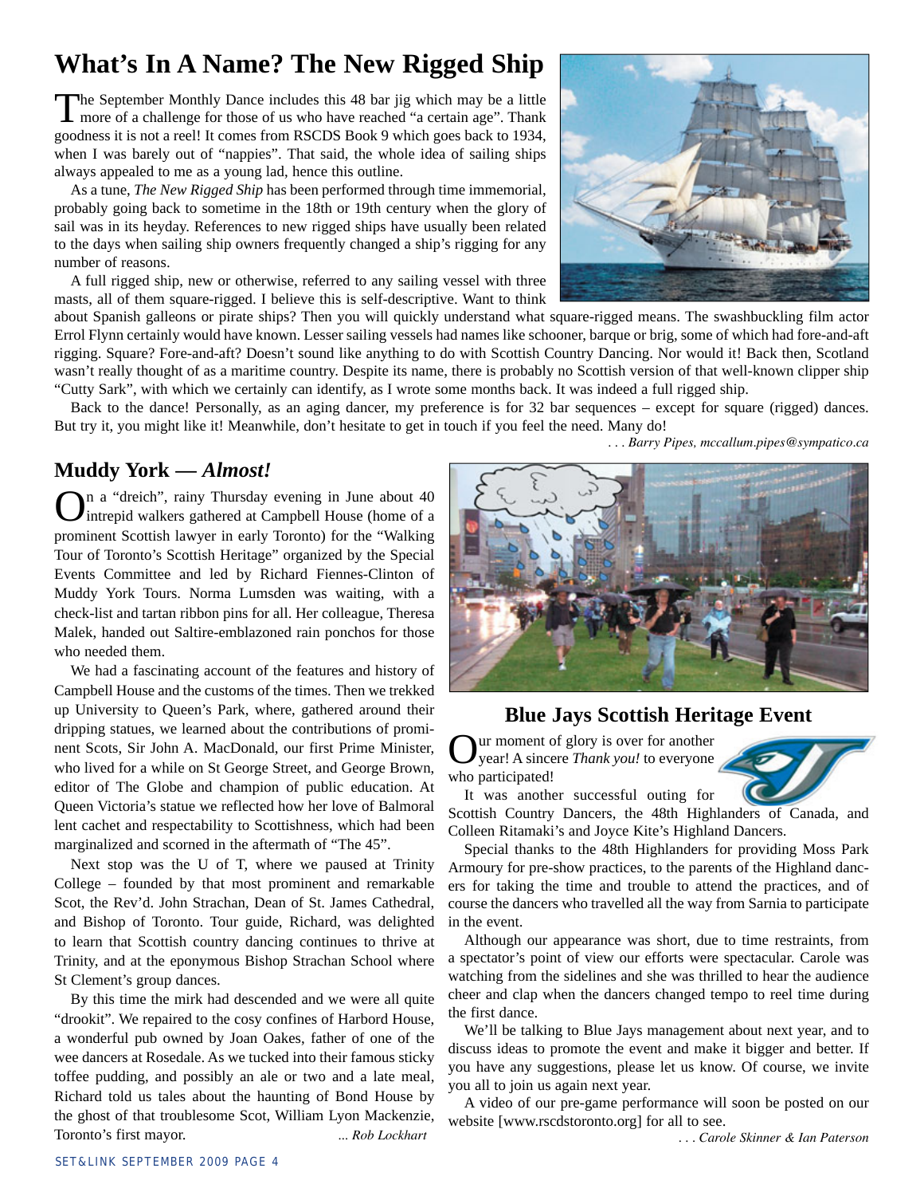## What's In A Name? The New Rigged Ship

The September Monthly Dance includes this 48 bar jig which may be a little more of a challenge for those of us who have reached "a certain age". Thank goodness it is not a reel! It comes from RSCDS Book 9 which goes back to 1934, when I was barely out of "nappies". That said, the whole idea of sailing ships always appealed to me as a young lad, hence this outline.

As a tune, *The New Rigged Ship* has been performed through time immemorial, probably going back to sometime in the 18th or 19th century when the glory of sail was in its heyday. References to new rigged ships have usually been related to the days when sailing ship owners frequently changed a ship's rigging for any number of reasons.

A full rigged ship, new or otherwise, referred to any sailing vessel with three masts, all of them square-rigged. I believe this is self-descriptive. Want to think about Spanish galleons or pirate ships? Then you will quickly understand what square-rigged means. The swashbuckling film actor Errol Flynn certainly would have known. Lesser sailing vessels had names like schooner, barque or brig, some of which had fore-and-aft rigging. Square? Fore-and-aft? Doesn't sound like anything to do with Scottish Country Dancing. Nor would it! Back then, Scotland wasn't really thought of as a maritime country. Despite its name, there is probably no Scottish version of that well-known clipper ship "Cutty Sark", with which we certainly can identify, as I wrote some months back. It was indeed a full rigged ship.

Back to the dance! Personally, as an aging dancer, my preference is for 32 bar sequences – except for square (rigged) dances. But try it, you might like it! Meanwhile, don't hesitate to get in touch if you feel the need. Many do!

*. . . Barry Pipes, mccallum.pipes@sympatico.ca*

## Muddy York — *Almost!*

On a "dreich", rainy Thursday evening in June about 40 intrepid walkers gathered at Campbell House (home of a prominent Scottish lawyer in early Toronto) for the "Walking Tour of Toronto's Scottish Heritage" organized by the Special Events Committee and led by Richard Fiennes-Clinton of Muddy York Tours. Norma Lumsden was waiting, with a check-list and tartan ribbon pins for all. Her colleague, Theresa Malek, handed out Saltire-emblazoned rain ponchos for those who needed them.

We had a fascinating account of the features and history of Campbell House and the customs of the times. Then we trekked up University to Queen's Park, where, gathered around their dripping statues, we learned about the contributions of prominent Scots, Sir John A. MacDonald, our first Prime Minister, who lived for a while on St George Street, and George Brown, editor of The Globe and champion of public education. At Queen Victoria's statue we reflected how her love of Balmoral lent cachet and respectability to Scottishness, which had been marginalized and scorned in the aftermath of "The 45".

Next stop was the U of T, where we paused at Trinity College – founded by that most prominent and remarkable Scot, the Rev'd. John Strachan, Dean of St. James Cathedral, and Bishop of Toronto. Tour guide, Richard, was delighted to learn that Scottish country dancing continues to thrive at Trinity, and at the eponymous Bishop Strachan School where St Clement's group dances.

By this time the mirk had descended and we were all quite "drookit". We repaired to the cosy confines of Harbord House, a wonderful pub owned by Joan Oakes, father of one of the wee dancers at Rosedale. As we tucked into their famous sticky toffee pudding, and possibly an ale or two and a late meal, Richard told us tales about the haunting of Bond House by the ghost of that troublesome Scot, William Lyon Mackenzie, Toronto's first mayor.

*... Rob Lockhart*

## Blue Jays Scottish Heritage Event

Our moment of glory is over for another year! A sincere *Thank you!* to everyone who participated!

It was another successful outing for Scottish Country Dancers, the 48th Highlanders of Canada, and Colleen Ritamaki's and Joyce Kite's Highland Dancers.

Special thanks to the 48th Highlanders for providing Moss Park Armoury for pre-show practices, to the parents of the Highland dancers for taking the time and trouble to attend the practices, and of course the dancers who travelled all the way from Sarnia to participate in the event.

Although our appearance was short, due to time restraints, from a spectator's point of view our efforts were spectacular. Carole was watching from the sidelines and she was thrilled to hear the audience cheer and clap when the dancers changed tempo to reel time during the first dance.

We'll be talking to Blue Jays management about next year, and to discuss ideas to promote the event and make it bigger and better. If you have any suggestions, please let us know. Of course, we invite you all to join us again next year.

A video of our pre-game performance will soon be posted on our website [www.rscdstoronto.org] for all to see.

*. . . Carole Skinner & Ian Paterson*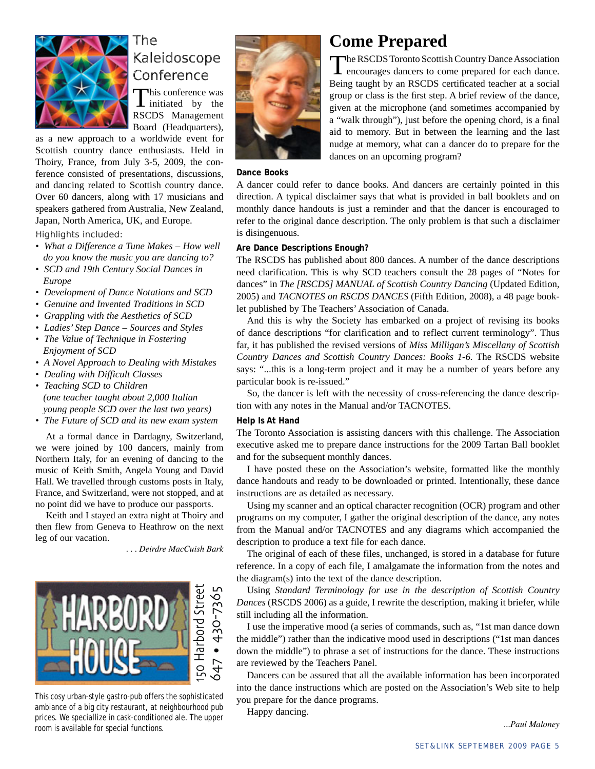## The Kaleidoscope Conference

This conference was initiated by the RSCDS Management Board (Headquarters), as a new approach to a worldwide event for Scottish country dance enthusiasts. Held in Thoiry, France, from July 3-5, 2009, the conference consisted of presentations, discussions, and dancing related to Scottish country dance. Over 60 dancers, along with 17 musicians and speakers gathered from Australia, New Zealand, Japan, North America, UK, and Europe.

Highlights included:

- *What a Difference a Tune Makes – How well do you know the music you are dancing to?*
- *SCD and 19th Century Social Dances in Europe*
- *Development of Dance Notations and SCD*
- *Genuine and Invented Traditions in SCD*
- *Grappling with the Aesthetics of SCD*
- *Ladies' Step Dance – Sources and Styles*
- *The Value of Technique in Fostering Enjoyment of SCD*
- *A Novel Approach to Dealing with Mistakes*
- *Dealing with Difficult Classes*
- *Teaching SCD to Children (one teacher taught about 2,000 Italian young people SCD over the last two years)*
- *The Future of SCD and its new exam system*

At a formal dance in Dardagny, Switzerland, we were joined by 100 dancers, mainly from Northern Italy, for an evening of dancing to the music of Keith Smith, Angela Young and David Hall. We travelled through customs posts in Italy, France, and Switzerland, were not stopped, and at no point did we have to produce our passports.

Keith and I stayed an extra night at Thoiry and then flew from Geneva to Heathrow on the next leg of our vacation.

*. . . Deirdre MacCuish Bark*

HARBORD HOUSE
150 Harbord Street
647 • 430-7365

This cosy urban-style gastro-pub offers the sophisticated ambiance of a big city restaurant, at neighbourhood pub prices. We speciallize in cask-conditioned ale. The upper room is available for special functions.

# Come Prepared

The RSCDS Toronto Scottish Country Dance Association encourages dancers to come prepared for each dance. Being taught by an RSCDS certificated teacher at a social group or class is the first step. A brief review of the dance, given at the microphone (and sometimes accompanied by a "walk through"), just before the opening chord, is a final aid to memory. But in between the learning and the last nudge at memory, what can a dancer do to prepare for the dances on an upcoming program?

**Dance Books**

A dancer could refer to dance books. And dancers are certainly pointed in this direction. A typical disclaimer says that what is provided in ball booklets and on monthly dance handouts is just a reminder and that the dancer is encouraged to refer to the original dance description. The only problem is that such a disclaimer is disingenuous.

**Are Dance Descriptions Enough?**

The RSCDS has published about 800 dances. A number of the dance descriptions need clarification. This is why SCD teachers consult the 28 pages of "Notes for dances" in *The [RSCDS] MANUAL of Scottish Country Dancing* (Updated Edition, 2005) and *TACNOTES on RSCDS DANCES* (Fifth Edition, 2008), a 48 page booklet published by The Teachers' Association of Canada.

And this is why the Society has embarked on a project of revising its books of dance descriptions "for clarification and to reflect current terminology". Thus far, it has published the revised versions of *Miss Milligan's Miscellany of Scottish Country Dances and Scottish Country Dances: Books 1-6.* The RSCDS website says: "...this is a long-term project and it may be a number of years before any particular book is re-issued."

So, the dancer is left with the necessity of cross-referencing the dance description with any notes in the Manual and/or TACNOTES.

**Help Is At Hand**

The Toronto Association is assisting dancers with this challenge. The Association executive asked me to prepare dance instructions for the 2009 Tartan Ball booklet and for the subsequent monthly dances.

I have posted these on the Association's website, formatted like the monthly dance handouts and ready to be downloaded or printed. Intentionally, these dance instructions are as detailed as necessary.

Using my scanner and an optical character recognition (OCR) program and other programs on my computer, I gather the original description of the dance, any notes from the Manual and/or TACNOTES and any diagrams which accompanied the description to produce a text file for each dance.

The original of each of these files, unchanged, is stored in a database for future reference. In a copy of each file, I amalgamate the information from the notes and the diagram(s) into the text of the dance description.

Using *Standard Terminology for use in the description of Scottish Country Dances* (RSCDS 2006) as a guide, I rewrite the description, making it briefer, while still including all the information.

I use the imperative mood (a series of commands, such as, "1st man dance down the middle") rather than the indicative mood used in descriptions ("1st man dances down the middle") to phrase a set of instructions for the dance. These instructions are reviewed by the Teachers Panel.

Dancers can be assured that all the available information has been incorporated into the dance instructions which are posted on the Association's Web site to help you prepare for the dance programs.

Happy dancing.

*...Paul Maloney*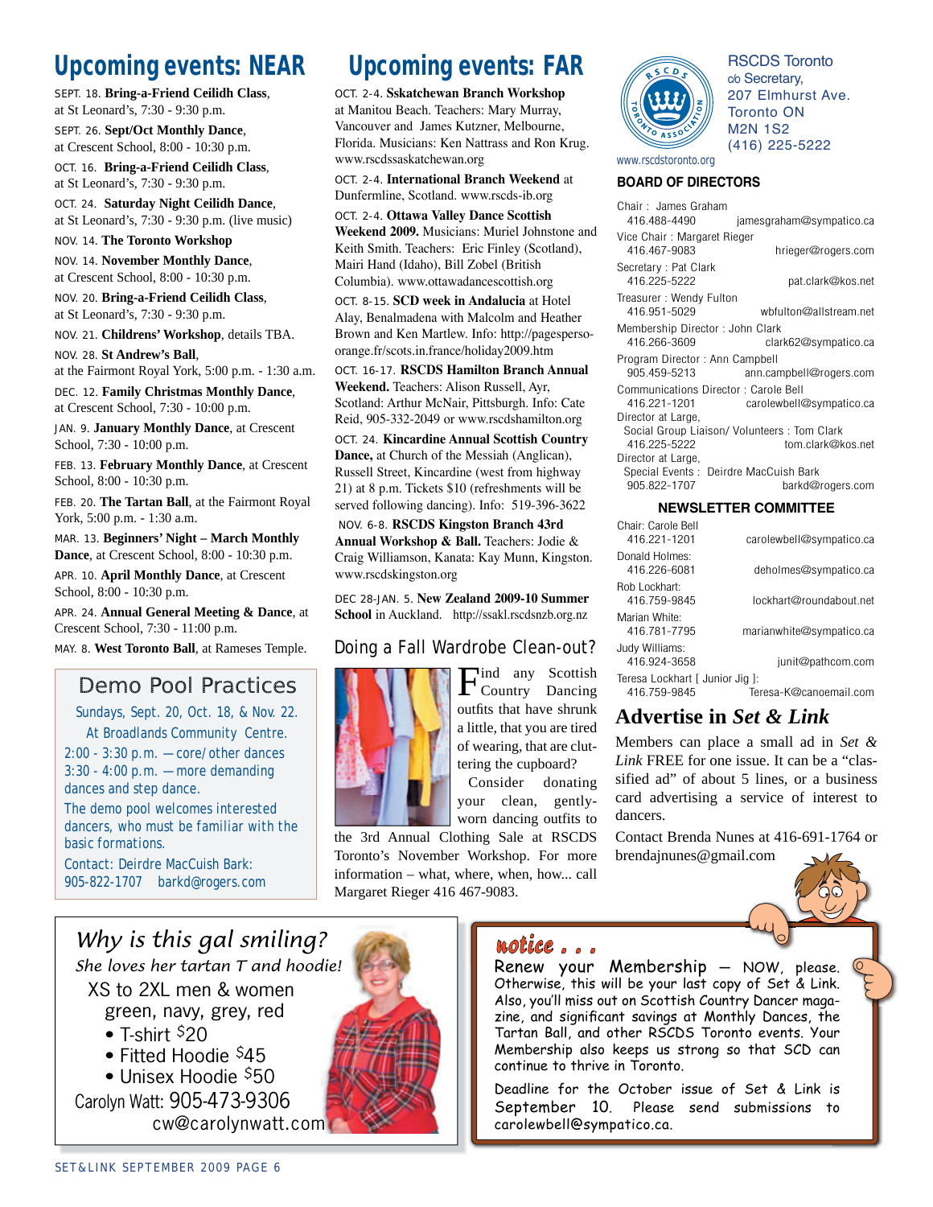## Upcoming events: NEAR

SEPT. 18. **Bring-a-Friend Ceilidh Class**, at St Leonard's, 7:30 - 9:30 p.m.

SEPT. 26. **Sept/Oct Monthly Dance**, at Crescent School, 8:00 - 10:30 p.m.

OCT. 16. **Bring-a-Friend Ceilidh Class**, at St Leonard's, 7:30 - 9:30 p.m.

OCT. 24. **Saturday Night Ceilidh Dance**, at St Leonard's, 7:30 - 9:30 p.m. (live music)

NOV. 14. **The Toronto Workshop**

NOV. 14. **November Monthly Dance**, at Crescent School, 8:00 - 10:30 p.m.

NOV. 20. **Bring-a-Friend Ceilidh Class**, at St Leonard's, 7:30 - 9:30 p.m.

NOV. 21. **Childrens' Workshop**, details TBA.

NOV. 28. **St Andrew's Ball**, at the Fairmont Royal York, 5:00 p.m. - 1:30 a.m.

DEC. 12. **Family Christmas Monthly Dance**, at Crescent School, 7:30 - 10:00 p.m.

JAN. 9. **January Monthly Dance**, at Crescent School, 7:30 - 10:00 p.m.

FEB. 13. **February Monthly Dance**, at Crescent School, 8:00 - 10:30 p.m.

FEB. 20. **The Tartan Ball**, at the Fairmont Royal York, 5:00 p.m. - 1:30 a.m.

MAR. 13. **Beginners' Night – March Monthly Dance**, at Crescent School, 8:00 - 10:30 p.m.

APR. 10. **April Monthly Dance**, at Crescent School, 8:00 - 10:30 p.m.

APR. 24. **Annual General Meeting & Dance**, at Crescent School, 7:30 - 11:00 p.m.

MAY. 8. **West Toronto Ball**, at Rameses Temple.

### Demo Pool Practices

Sundays, Sept. 20, Oct. 18, & Nov. 22.
At Broadlands Community Centre.

2:00 - 3:30 p.m. — core/other dances
3:30 - 4:00 p.m. — more demanding dances and step dance.

The demo pool welcomes interested dancers, who must be familiar with the basic formations.

Contact: Deirdre MacCuish Bark: 905-822-1707 barkd@rogers.com

## Upcoming events: FAR

OCT. 2-4. **Sskatchewan Branch Workshop** at Manitou Beach. Teachers: Mary Murray, Vancouver and James Kutzner, Melbourne, Florida. Musicians: Ken Nattrass and Ron Krug. www.rscdssaskatchewan.org

OCT. 2-4. **International Branch Weekend** at Dunfermline, Scotland. www.rscds-ib.org

OCT. 2-4. **Ottawa Valley Dance Scottish Weekend 2009.** Musicians: Muriel Johnstone and Keith Smith. Teachers: Eric Finley (Scotland), Mairi Hand (Idaho), Bill Zobel (British Columbia). www.ottawadancescottish.org

OCT. 8-15. **SCD week in Andalucia** at Hotel Alay, Benalmadena with Malcolm and Heather Brown and Ken Martlew. Info: http://pagesperso-orange.fr/scots.in.france/holiday2009.htm

OCT. 16-17. **RSCDS Hamilton Branch Annual Weekend.** Teachers: Alison Russell, Ayr, Scotland: Arthur McNair, Pittsburgh. Info: Cate Reid, 905-332-2049 or www.rscdshamilton.org

OCT. 24. **Kincardine Annual Scottish Country Dance,** at Church of the Messiah (Anglican), Russell Street, Kincardine (west from highway 21) at 8 p.m. Tickets $10 (refreshments will be served following dancing). Info: 519-396-3622

NOV. 6-8. **RSCDS Kingston Branch 43rd Annual Workshop & Ball.** Teachers: Jodie & Craig Williamson, Kanata: Kay Munn, Kingston. www.rscdskingston.org

DEC 28-JAN. 5. **New Zealand 2009-10 Summer School** in Auckland. http://ssakl.rscdsnzb.org.nz

### Doing a Fall Wardrobe Clean-out?

Find any Scottish Country Dancing outfits that have shrunk a little, that you are tired of wearing, that are cluttering the cupboard? Consider donating your clean, gently-worn dancing outfits to the 3rd Annual Clothing Sale at RSCDS Toronto's November Workshop. For more information – what, where, when, how... call Margaret Rieger 416 467-9083.

RSCDS Toronto
c/o Secretary,
207 Elmhurst Ave.
Toronto ON
M2N 1S2
(416) 225-5222
www.rscdstoronto.org

### BOARD OF DIRECTORS

Chair : James Graham
416.488-4490 jamesgraham@sympatico.ca

Vice Chair : Margaret Rieger
416.467-9083 hrieger@rogers.com

Secretary : Pat Clark
416.225-5222 pat.clark@kos.net

Treasurer : Wendy Fulton
416.951-5029 wbfulton@allstream.net

Membership Director : John Clark
416.266-3609 clark62@sympatico.ca

Program Director : Ann Campbell
905.459-5213 ann.campbell@rogers.com

Communications Director : Carole Bell
416.221-1201 carolewbell@sympatico.ca

Director at Large,
Social Group Liaison/ Volunteers : Tom Clark
416.225-5222 tom.clark@kos.net

Director at Large,
Special Events : Deirdre MacCuish Bark
905.822-1707 barkd@rogers.com

### NEWSLETTER COMMITTEE

Chair: Carole Bell
416.221-1201 carolewbell@sympatico.ca

Donald Holmes:
416.226-6081 deholmes@sympatico.ca

Rob Lockhart:
416.759-9845 lockhart@roundabout.net

Marian White:
416.781-7795 marianwhite@sympatico.ca

Judy Williams:
416.924-3658 junit@pathcom.com

Teresa Lockhart [ Junior Jig ]:
416.759-9845 Teresa-K@canoemail.com

## Advertise in *Set & Link*

Members can place a small ad in *Set & Link* FREE for one issue. It can be a "classified ad" of about 5 lines, or a business card advertising a service of interest to dancers.

Contact Brenda Nunes at 416-691-1764 or brendajnunes@gmail.com

### *Why is this gal smiling?*

*She loves her tartan T and hoodie!*

XS to 2XL men & women
green, navy, grey, red

- T-shirt $20
- Fitted Hoodie $45
- Unisex Hoodie $50

Carolyn Watt: 905-473-9306
cw@carolynwatt.com

### *notice . . .*

Renew your Membership — NOW, please. Otherwise, this will be your last copy of Set & Link. Also, you'll miss out on Scottish Country Dancer magazine, and significant savings at Monthly Dances, the Tartan Ball, and other RSCDS Toronto events. Your Membership also keeps us strong so that SCD can continue to thrive in Toronto.

Deadline for the October issue of Set & Link is September 10. Please send submissions to carolewbell@sympatico.ca.